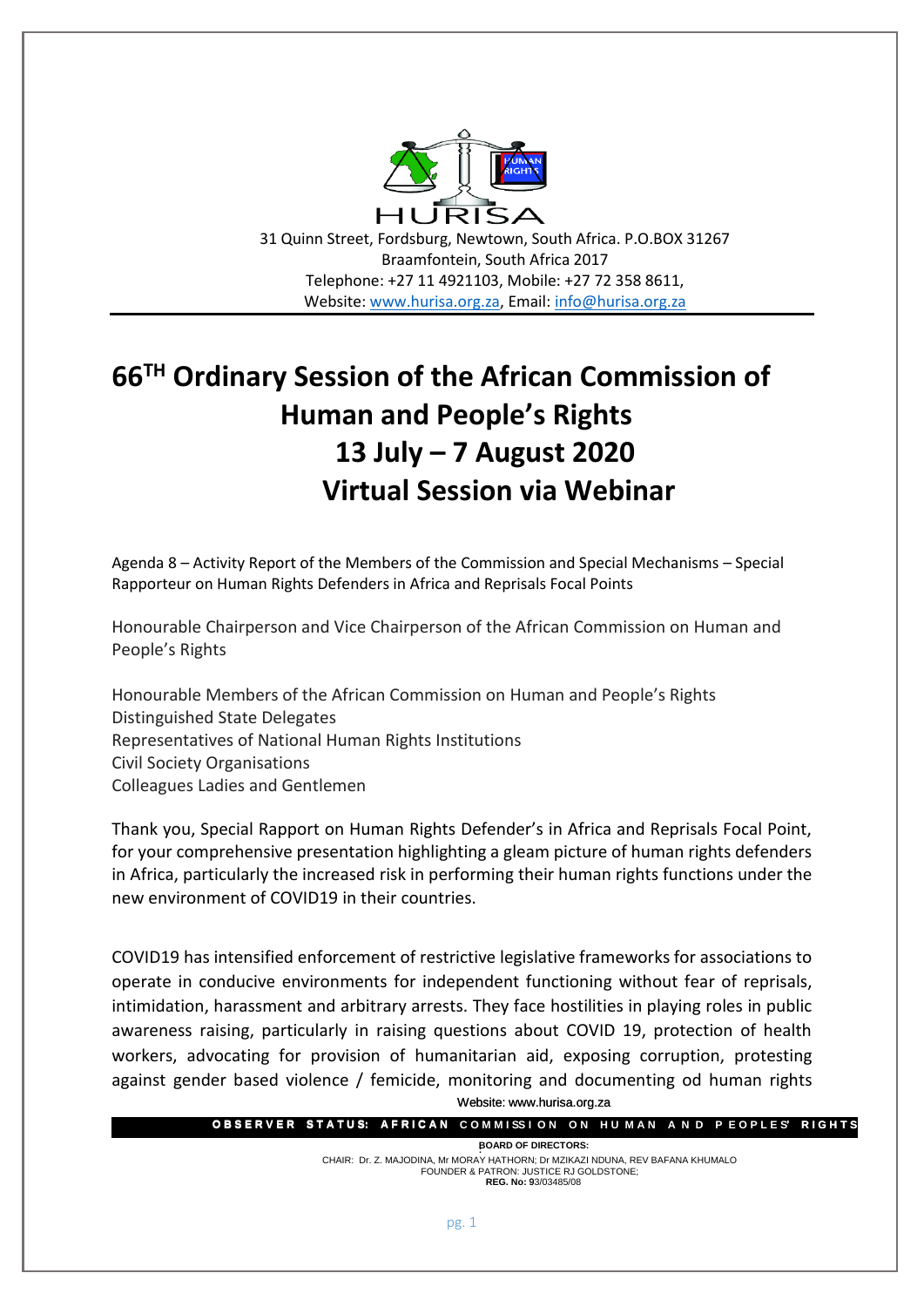HURISA

31 Quinn Street, Fordsburg, Newtown, South Africa. P.O.BOX 31267
Braamfontein, South Africa 2017
Telephone: +27 11 4921103, Mobile: +27 72 358 8611,
Website: www.hurisa.org.za, Email: info@hurisa.org.za

# 66TH Ordinary Session of the African Commission of Human and People's Rights 13 July – 7 August 2020 Virtual Session via Webinar

Agenda 8 – Activity Report of the Members of the Commission and Special Mechanisms – Special Rapporteur on Human Rights Defenders in Africa and Reprisals Focal Points

Honourable Chairperson and Vice Chairperson of the African Commission on Human and People's Rights

Honourable Members of the African Commission on Human and People's Rights
Distinguished State Delegates
Representatives of National Human Rights Institutions
Civil Society Organisations
Colleagues Ladies and Gentlemen

Thank you, Special Rapport on Human Rights Defender's in Africa and Reprisals Focal Point, for your comprehensive presentation highlighting a gleam picture of human rights defenders in Africa, particularly the increased risk in performing their human rights functions under the new environment of COVID19 in their countries.

COVID19 has intensified enforcement of restrictive legislative frameworks for associations to operate in conducive environments for independent functioning without fear of reprisals, intimidation, harassment and arbitrary arrests. They face hostilities in playing roles in public awareness raising, particularly in raising questions about COVID 19, protection of health workers, advocating for provision of humanitarian aid, exposing corruption, protesting against gender based violence / femicide, monitoring and documenting od human rights

Website: www.hurisa.org.za

OBSERVER STATUS: AFRICAN COMMISSION ON HUMAN AND PEOPLES' RIGHTS

BOARD OF DIRECTORS:
CHAIR: Dr. Z. MAJODINA, Mr MORAY HATHORN; Dr MZIKAZI NDUNA, REV BAFANA KHUMALO
FOUNDER & PATRON: JUSTICE RJ GOLDSTONE;
REG. No: 93/03485/08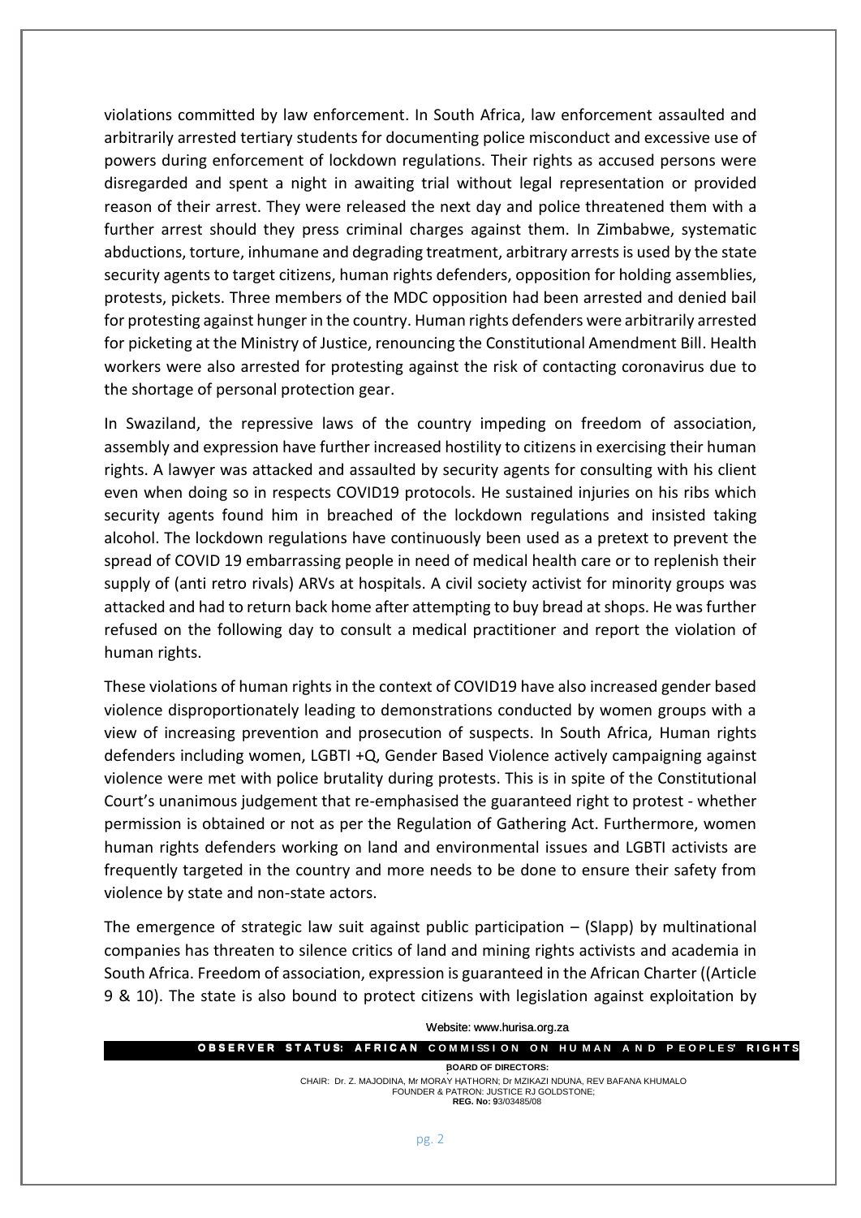violations committed by law enforcement. In South Africa, law enforcement assaulted and arbitrarily arrested tertiary students for documenting police misconduct and excessive use of powers during enforcement of lockdown regulations. Their rights as accused persons were disregarded and spent a night in awaiting trial without legal representation or provided reason of their arrest. They were released the next day and police threatened them with a further arrest should they press criminal charges against them. In Zimbabwe, systematic abductions, torture, inhumane and degrading treatment, arbitrary arrests is used by the state security agents to target citizens, human rights defenders, opposition for holding assemblies, protests, pickets. Three members of the MDC opposition had been arrested and denied bail for protesting against hunger in the country. Human rights defenders were arbitrarily arrested for picketing at the Ministry of Justice, renouncing the Constitutional Amendment Bill. Health workers were also arrested for protesting against the risk of contacting coronavirus due to the shortage of personal protection gear.

In Swaziland, the repressive laws of the country impeding on freedom of association, assembly and expression have further increased hostility to citizens in exercising their human rights. A lawyer was attacked and assaulted by security agents for consulting with his client even when doing so in respects COVID19 protocols. He sustained injuries on his ribs which security agents found him in breached of the lockdown regulations and insisted taking alcohol. The lockdown regulations have continuously been used as a pretext to prevent the spread of COVID 19 embarrassing people in need of medical health care or to replenish their supply of (anti retro rivals) ARVs at hospitals. A civil society activist for minority groups was attacked and had to return back home after attempting to buy bread at shops. He was further refused on the following day to consult a medical practitioner and report the violation of human rights.

These violations of human rights in the context of COVID19 have also increased gender based violence disproportionately leading to demonstrations conducted by women groups with a view of increasing prevention and prosecution of suspects. In South Africa, Human rights defenders including women, LGBTI +Q, Gender Based Violence actively campaigning against violence were met with police brutality during protests. This is in spite of the Constitutional Court's unanimous judgement that re-emphasised the guaranteed right to protest - whether permission is obtained or not as per the Regulation of Gathering Act. Furthermore, women human rights defenders working on land and environmental issues and LGBTI activists are frequently targeted in the country and more needs to be done to ensure their safety from violence by state and non-state actors.

The emergence of strategic law suit against public participation – (Slapp) by multinational companies has threaten to silence critics of land and mining rights activists and academia in South Africa. Freedom of association, expression is guaranteed in the African Charter ((Article 9 & 10). The state is also bound to protect citizens with legislation against exploitation by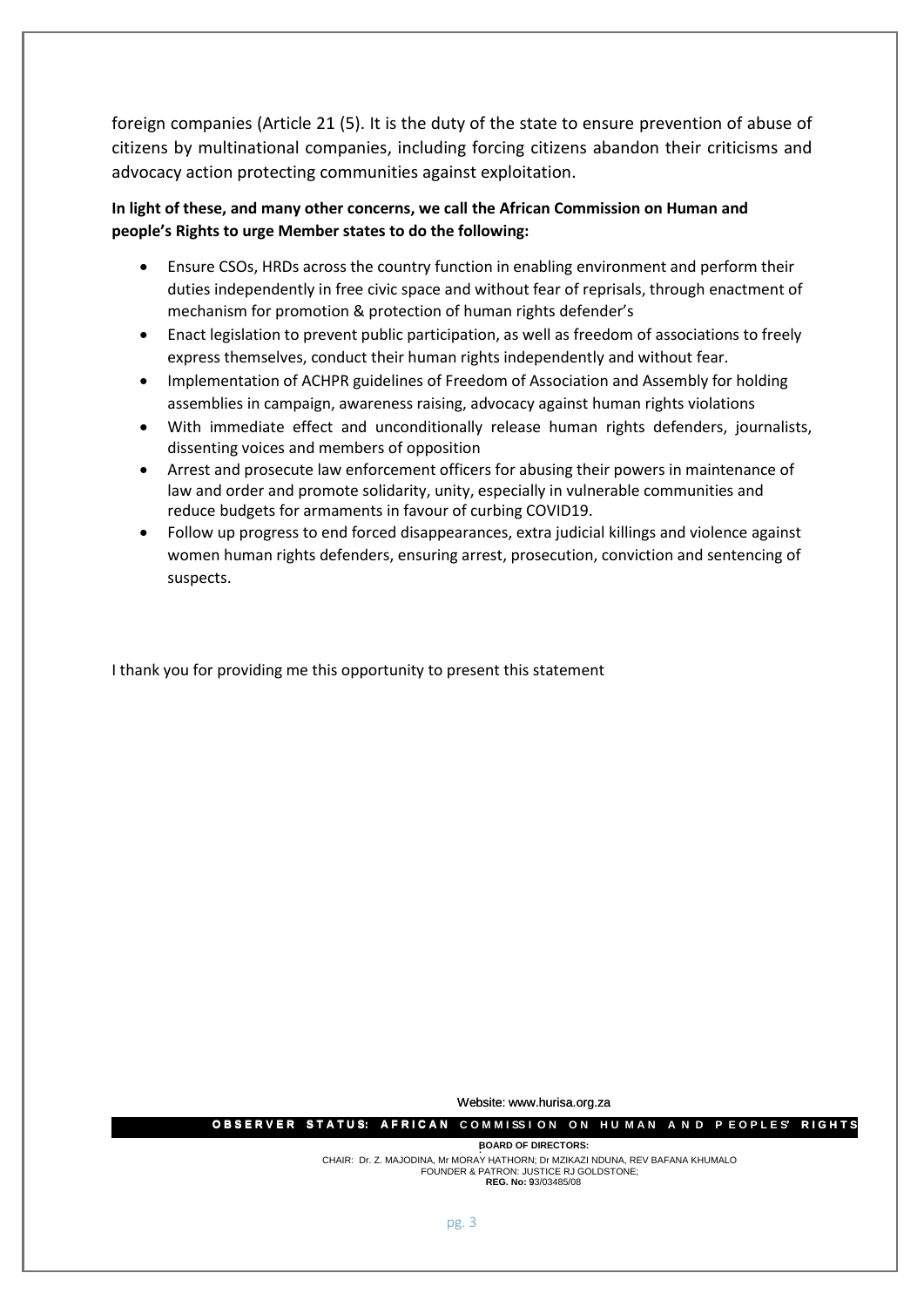foreign companies (Article 21 (5). It is the duty of the state to ensure prevention of abuse of citizens by multinational companies, including forcing citizens abandon their criticisms and advocacy action protecting communities against exploitation.

**In light of these, and many other concerns, we call the African Commission on Human and people's Rights to urge Member states to do the following:**

- Ensure CSOs, HRDs across the country function in enabling environment and perform their duties independently in free civic space and without fear of reprisals, through enactment of mechanism for promotion & protection of human rights defender's
- Enact legislation to prevent public participation, as well as freedom of associations to freely express themselves, conduct their human rights independently and without fear.
- Implementation of ACHPR guidelines of Freedom of Association and Assembly for holding assemblies in campaign, awareness raising, advocacy against human rights violations
- With immediate effect and unconditionally release human rights defenders, journalists, dissenting voices and members of opposition
- Arrest and prosecute law enforcement officers for abusing their powers in maintenance of law and order and promote solidarity, unity, especially in vulnerable communities and reduce budgets for armaments in favour of curbing COVID19.
- Follow up progress to end forced disappearances, extra judicial killings and violence against women human rights defenders, ensuring arrest, prosecution, conviction and sentencing of suspects.

I thank you for providing me this opportunity to present this statement

Website: www.hurisa.org.za

**OBSERVER STATUS: AFRICAN COMMISSION ON HUMAN AND PEOPLES' RIGHTS**

**BOARD OF DIRECTORS:**

CHAIR: Dr. Z. MAJODINA, Mr MORAY HATHORN; Dr MZIKAZI NDUNA, REV BAFANA KHUMALO
FOUNDER & PATRON: JUSTICE RJ GOLDSTONE;
**REG. No: 9**3/03485/08